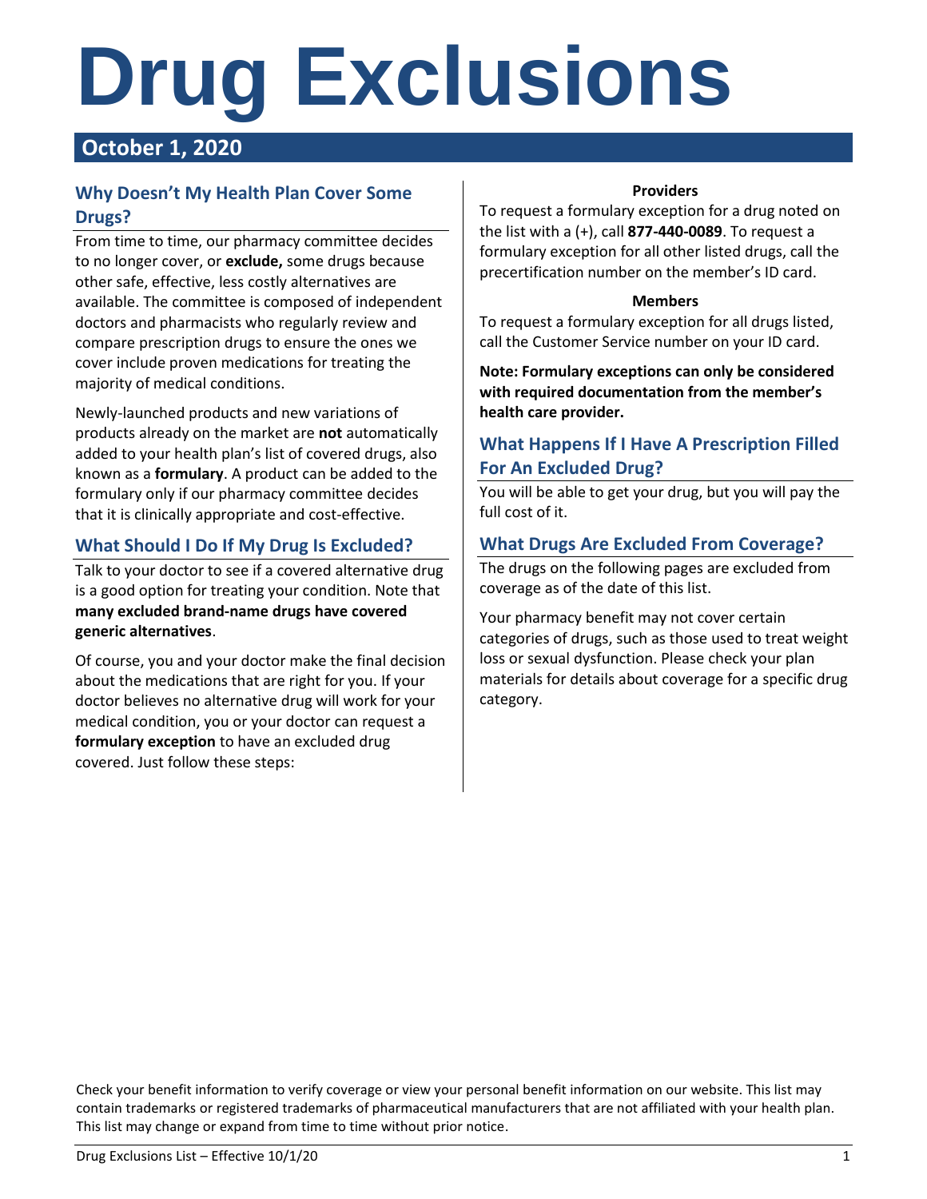# Drug Exclusions

## October 1, 2020

### Why Doesn't My Health Plan Cover Some Drugs?

From time to time, our pharmacy committee decides to no longer cover, or **exclude,** some drugs because other safe, effective, less costly alternatives are available. The committee is composed of independent doctors and pharmacists who regularly review and compare prescription drugs to ensure the ones we cover include proven medications for treating the majority of medical conditions.

Newly-launched products and new variations of products already on the market are **not** automatically added to your health plan's list of covered drugs, also known as a **formulary**. A product can be added to the formulary only if our pharmacy committee decides that it is clinically appropriate and cost-effective.

### What Should I Do If My Drug Is Excluded?

Talk to your doctor to see if a covered alternative drug is a good option for treating your condition. Note that **many excluded brand-name drugs have covered generic alternatives**.

Of course, you and your doctor make the final decision about the medications that are right for you. If your doctor believes no alternative drug will work for your medical condition, you or your doctor can request a **formulary exception** to have an excluded drug covered. Just follow these steps:

**Providers**

To request a formulary exception for a drug noted on the list with a (+), call **877-440-0089**. To request a formulary exception for all other listed drugs, call the precertification number on the member's ID card.

**Members**

To request a formulary exception for all drugs listed, call the Customer Service number on your ID card.

**Note: Formulary exceptions can only be considered with required documentation from the member's health care provider.**

### What Happens If I Have A Prescription Filled For An Excluded Drug?

You will be able to get your drug, but you will pay the full cost of it.

### What Drugs Are Excluded From Coverage?

The drugs on the following pages are excluded from coverage as of the date of this list.

Your pharmacy benefit may not cover certain categories of drugs, such as those used to treat weight loss or sexual dysfunction. Please check your plan materials for details about coverage for a specific drug category.

Check your benefit information to verify coverage or view your personal benefit information on our website. This list may contain trademarks or registered trademarks of pharmaceutical manufacturers that are not affiliated with your health plan. This list may change or expand from time to time without prior notice.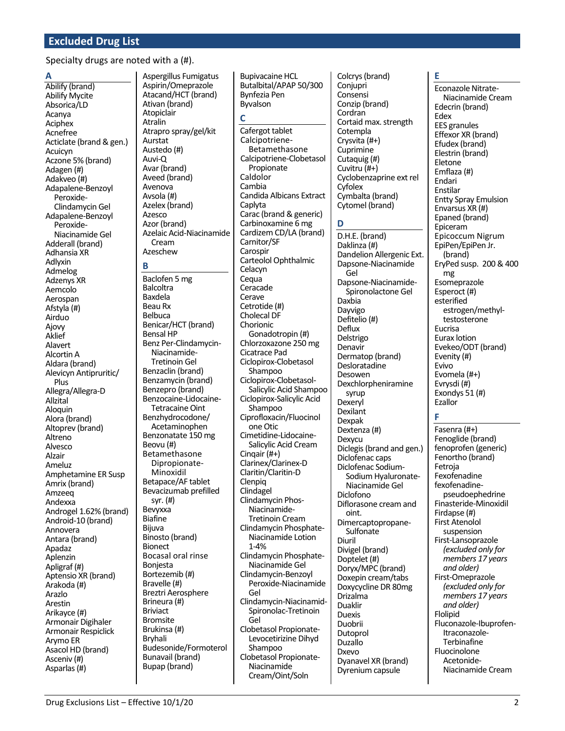## Excluded Drug List

Specialty drugs are noted with a (#).

### A

- Abilify (brand)
- Abilify Mycite
- Absorica/LD
- Acanya
- Aciphex
- Acnefree
- Acticlate (brand & gen.)
- Acuicyn
- Aczone 5% (brand)
- Adagen (#)
- Adakveo (#)
- Adapalene-Benzoyl Peroxide-Clindamycin Gel
- Adapalene-Benzoyl Peroxide-Niacinamide Gel
- Adderall (brand)
- Adhansia XR
- Adlyxin
- Admelog
- Adzenys XR
- Aemcolo
- Aerospan
- Afstyla (#)
- Airduo
- Ajovy
- Aklief
- Alavert
- Alcortin A
- Aldara (brand)
- Alevicyn Antipruritic/Plus
- Allegra/Allegra-D
- Allzital
- Aloquin
- Alora (brand)
- Altoprev (brand)
- Altreno
- Alvesco
- Alzair
- Ameluz
- Amphetamine ER Susp
- Amrix (brand)
- Amzeeq
- Andexxa
- Androgel 1.62% (brand)
- Android-10 (brand)
- Annovera
- Antara (brand)
- Apadaz
- Aplenzin
- Apligraf (#)
- Aptensio XR (brand)
- Arakoda (#)
- Arazlo
- Arestin
- Arikayce (#)
- Armonair Digihaler
- Armonair Respiclick
- Arymo ER
- Asacol HD (brand)
- Asceniv (#)
- Asparlas (#)
- Aspergillus Fumigatus
- Aspirin/Omeprazole
- Atacand/HCT (brand)
- Ativan (brand)
- Atopiclair
- Atralin
- Atrapro spray/gel/kit
- Aurstat
- Austedo (#)
- Auvi-Q
- Avar (brand)
- Aveed (brand)
- Avenova
- Avsola (#)
- Azelex (brand)
- Azesco
- Azor (brand)
- Azelaic Acid-Niacinamide Cream
- Azeschew

### B

- Baclofen 5 mg
- Balcoltra
- Baxdela
- Beau Rx
- Belbuca
- Benicar/HCT (brand)
- Bensal HP
- Benz Per-Clindamycin-Niacinamide-Tretinoin Gel
- Benzaclin (brand)
- Benzamycin (brand)
- Benzepro (brand)
- Benzocaine-Lidocaine-Tetracaine Oint
- Benzhydrocodone/Acetaminophen
- Benzonatate 150 mg
- Beovu (#)
- Betamethasone Dipropionate-Minoxidil
- Betapace/AF tablet
- Bevacizumab prefilled syr. (#)
- Bevyxxa
- Biafine
- Bijuva
- Binosto (brand)
- Bionect
- Bocasal oral rinse
- Bonjesta
- Bortezemib (#)
- Bravelle (#)
- Breztri Aerosphere
- Brineura (#)
- Briviact
- Bromsite
- Brukinsa (#)
- Bryhali
- Budesonide/Formoterol
- Bunavail (brand)
- Bupap (brand)
- Bupivacaine HCL
- Butalbital/APAP 50/300
- Bynfezia Pen
- Byvalson

### C

- Cafergot tablet
- Calcipotriene-Betamethasone
- Calcipotriene-Clobetasol Propionate
- Caldolor
- Cambia
- Candida Albicans Extract
- Caplyta
- Carac (brand & generic)
- Carbinoxamine 6 mg
- Cardizem CD/LA (brand)
- Carnitor/SF
- Carospir
- Carteolol Ophthalmic
- Celacyn
- Cequa
- Ceracade
- Cerave
- Cetrotide (#)
- Cholecal DF
- Chorionic Gonadotropin (#)
- Chlorzoxazone 250 mg
- Cicatrace Pad
- Ciclopirox-Clobetasol Shampoo
- Ciclopirox-Clobetasol-Salicylic Acid Shampoo
- Ciclopirox-Salicylic Acid Shampoo
- Ciprofloxacin/Fluocinolone Otic
- Cimetidine-Lidocaine-Salicylic Acid Cream
- Cinqair (#+)
- Clarinex/Clarinex-D
- Claritin/Claritin-D
- Clenpiq
- Clindagel
- Clindamycin Phos-Niacinamide-Tretinoin Cream
- Clindamycin Phosphate-Niacinamide Lotion 1-4%
- Clindamycin Phosphate-Niacinamide Gel
- Clindamycin-Benzoyl Peroxide-Niacinamide Gel
- Clindamycin-Niacinamid-Spironolac-Tretinoin Gel
- Clobetasol Propionate-Levocetirizine Dihyd Shampoo
- Clobetasol Propionate-Niacinamide Cream/Oint/Soln
- Colcrys (brand)
- Conjupri
- Consensi
- Conzip (brand)
- Cordran
- Cortaid max. strength
- Cotempla
- Crysvita (#+)
- Cuprimine
- Cutaquig (#)
- Cuvitru (#+)
- Cyclobenzaprine ext rel
- Cyfolex
- Cymbalta (brand)
- Cytomel (brand)

### D

- D.H.E. (brand)
- Daklinza (#)
- Dandelion Allergenic Ext.
- Dapsone-Niacinamide Gel
- Dapsone-Niacinamide-Spironolactone Gel
- Daxbia
- Dayvigo
- Defitelio (#)
- Deflux
- Delstrigo
- Denavir
- Dermatop (brand)
- Desloratadine
- Desowen
- Dexchlorpheniramine syrup
- Dexeryl
- Dexilant
- Dexpak
- Dextenza (#)
- Dexycu
- Diclegis (brand and gen.)
- Diclofenac caps
- Diclofenac Sodium-Sodium Hyaluronate-Niacinamide Gel
- Diclofono
- Diflorasone cream and oint.
- Dimercaptopropane-Sulfonate
- Diuril
- Divigel (brand)
- Doptelet (#)
- Doryx/MPC (brand)
- Doxepin cream/tabs
- Doxycycline DR 80mg
- Drizalma
- Duaklir
- Duexis
- Duobrii
- Dutoprol
- Duzallo
- Dxevo
- Dyanavel XR (brand)
- Dyrenium capsule

### E

- Econazole Nitrate-Niacinamide Cream
- Edecrin (brand)
- Edex
- EES granules
- Effexor XR (brand)
- Efudex (brand)
- Elestrin (brand)
- Eletone
- Emflaza (#)
- Endari
- Enstilar
- Entty Spray Emulsion
- Envarsus XR (#)
- Epaned (brand)
- Epiceram
- Epicoccum Nigrum
- EpiPen/EpiPen Jr. (brand)
- EryPed susp. 200 & 400 mg
- Esomeprazole
- Esperoct (#)
- esterified estrogen/methyl-testosterone
- Eucrisa
- Eurax lotion
- Evekeo/ODT (brand)
- Evenity (#)
- Evivo
- Evomela (#+)
- Evrysdi (#)
- Exondys 51 (#)
- Ezallor

### F

- Fasenra (#+)
- Fenoglide (brand)
- fenoprofen (generic)
- Fenortho (brand)
- Fetroja
- Fexofenadine
- fexofenadine-pseudoephedrine
- Finasteride-Minoxidil
- Firdapse (#)
- First Atenolol suspension
- First-Lansoprazole *(excluded only for members 17 years and older)*
- First-Omeprazole *(excluded only for members 17 years and older)*
- Flolipid
- Fluconazole-Ibuprofen-Itraconazole-Terbinafine
- Fluocinolone Acetonide-Niacinamide Cream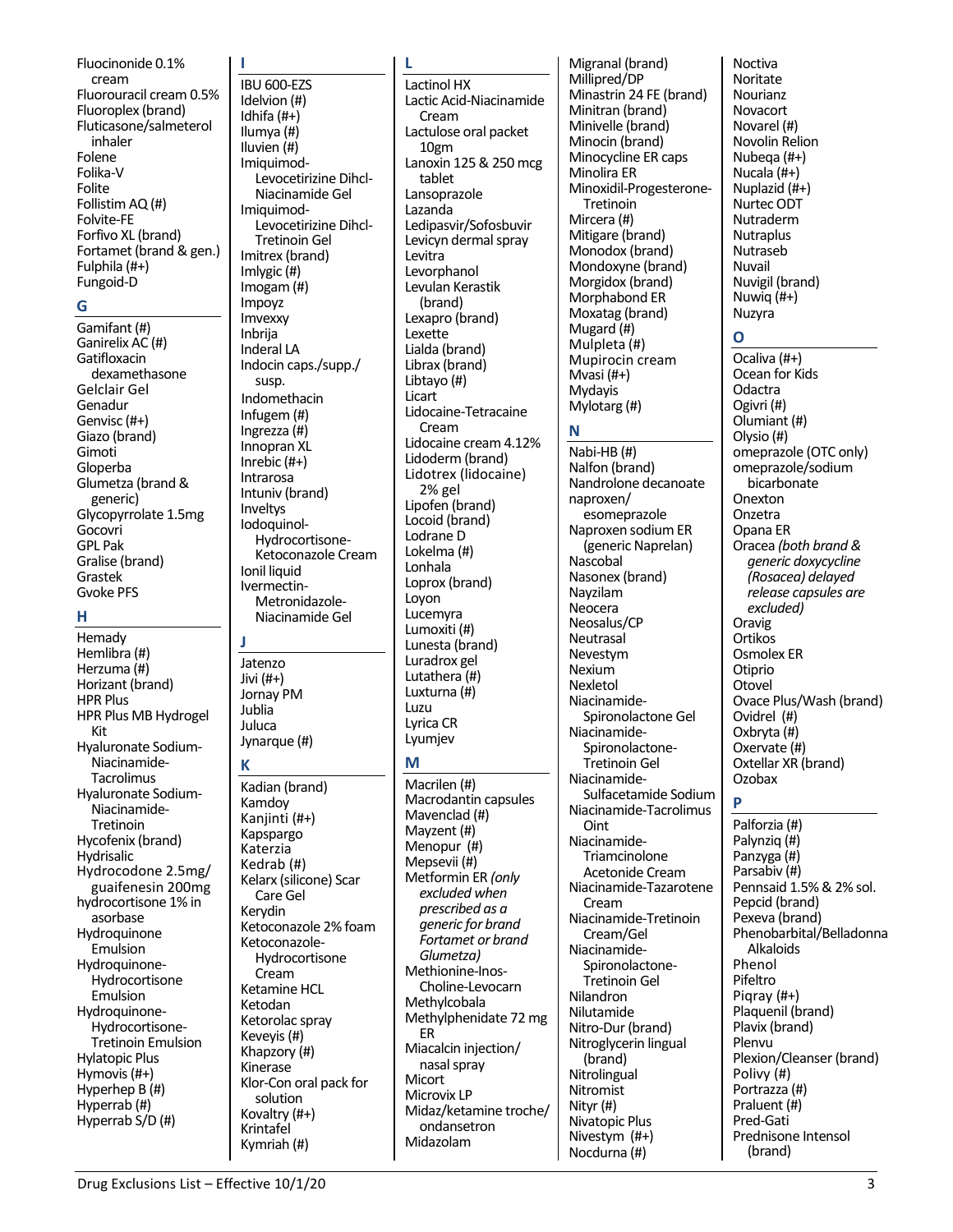Fluocinonide 0.1% cream
Fluorouracil cream 0.5%
Fluoroplex (brand)
Fluticasone/salmeterol inhaler
Folene
Folika-V
Folite
Follistim AQ (#)
Folvite-FE
Forfivo XL (brand)
Fortamet (brand & gen.)
Fulphila (#+)
Fungoid-D

## G

Gamifant (#)
Ganirelix AC (#)
Gatifloxacin dexamethasone
Gelclair Gel
Genadur
Genvisc (#+)
Giazo (brand)
Gimoti
Gloperba
Glumetza (brand & generic)
Glycopyrrolate 1.5mg
Gocovri
GPL Pak
Gralise (brand)
Grastek
Gvoke PFS

## H

Hemady
Hemlibra (#)
Herzuma (#)
Horizant (brand)
HPR Plus
HPR Plus MB Hydrogel Kit
Hyaluronate Sodium-Niacinamide-Tacrolimus
Hyaluronate Sodium-Niacinamide-Tretinoin
Hycofenix (brand)
Hydrisalic
Hydrocodone 2.5mg/guaifenesin 200mg
hydrocortisone 1% in asorbase
Hydroquinone Emulsion
Hydroquinone-Hydrocortisone Emulsion
Hydroquinone-Hydrocortisone-Tretinoin Emulsion
Hylatopic Plus
Hymovis (#+)
Hyperhep B (#)
Hyperrab (#)
Hyperrab S/D (#)

## I

IBU 600-EZS
Idelvion (#)
Idhifa (#+)
Ilumya (#)
Iluvien (#)
Imiquimod-Levocetirizine Dihcl-Niacinamide Gel
Imiquimod-Levocetirizine Dihcl-Tretinoin Gel
Imitrex (brand)
Imlygic (#)
Imogam (#)
Impoyz
Imvexxy
Inbrija
Inderal LA
Indocin caps./supp./susp.
Indomethacin
Infugem (#)
Ingrezza (#)
Innopran XL
Inrebic (#+)
Intrarosa
Intuniv (brand)
Inveltys
Iodoquinol-Hydrocortisone-Ketoconazole Cream
Ionil liquid
Ivermectin-Metronidazole-Niacinamide Gel

## J

Jatenzo
Jivi (#+)
Jornay PM
Jublia
Juluca
Jynarque (#)

## K

Kadian (brand)
Kamdoy
Kanjinti (#+)
Kapspargo
Katerzia
Kedrab (#)
Kelarx (silicone) Scar Care Gel
Kerydin
Ketoconazole 2% foam
Ketoconazole-Hydrocortisone Cream
Ketamine HCL
Ketodan
Ketorolac spray
Keveyis (#)
Khapzory (#)
Kinerase
Klor-Con oral pack for solution
Kovaltry (#+)
Krintafel
Kymriah (#)

## L

Lactinol HX
Lactic Acid-Niacinamide Cream
Lactulose oral packet 10gm
Lanoxin 125 & 250 mcg tablet
Lansoprazole
Lazanda
Ledipasvir/Sofosbuvir
Levicyn dermal spray
Levitra
Levorphanol
Levulan Kerastik (brand)
Lexapro (brand)
Lexette
Lialda (brand)
Librax (brand)
Libtayo (#)
Licart
Lidocaine-Tetracaine Cream
Lidocaine cream 4.12%
Lidoderm (brand)
Lidotrex (lidocaine) 2% gel
Lipofen (brand)
Locoid (brand)
Lodrane D
Lokelma (#)
Lonhala
Loprox (brand)
Loyon
Lucemyra
Lumoxiti (#)
Lunesta (brand)
Luradrox gel
Lutathera (#)
Luxturna (#)
Luzu
Lyrica CR
Lyumjev

## M

Macrilen (#)
Macrodantin capsules
Mavenclad (#)
Mayzent (#)
Menopur (#)
Mepsevii (#)
Metformin ER *(only excluded when prescribed as a generic for brand Fortamet or brand Glumetza)*
Methionine-Inos-Choline-Levocarn
Methylcobala
Methylphenidate 72 mg ER
Miacalcin injection/nasal spray
Micort
Microvix LP
Midaz/ketamine troche/ondansetron
Midazolam
Migranal (brand)
Millipred/DP
Minastrin 24 FE (brand)
Minitran (brand)
Minivelle (brand)
Minocin (brand)
Minocycline ER caps
Minolira ER
Minoxidil-Progesterone-Tretinoin
Mircera (#)
Mitigare (brand)
Monodox (brand)
Mondoxyne (brand)
Morgidox (brand)
Morphabond ER
Moxatag (brand)
Mugard (#)
Mulpleta (#)
Mupirocin cream
Mvasi (#+)
Mydayis
Mylotarg (#)

## N

Nabi-HB (#)
Nalfon (brand)
Nandrolone decanoate
naproxen/esomeprazole
Naproxen sodium ER (generic Naprelan)
Nascobal
Nasonex (brand)
Nayzilam
Neocera
Neosalus/CP
Neutrasal
Nevestym
Nexium
Nexletol
Niacinamide-Spironolactone Gel
Niacinamide-Spironolactone-Tretinoin Gel
Niacinamide-Sulfacetamide Sodium
Niacinamide-Tacrolimus Oint
Niacinamide-Triamcinolone Acetonide Cream
Niacinamide-Tazarotene Cream
Niacinamide-Tretinoin Cream/Gel
Niacinamide-Spironolactone-Tretinoin Gel
Nilandron
Nilutamide
Nitro-Dur (brand)
Nitroglycerin lingual (brand)
Nitrolingual
Nitromist
Nityr (#)
Nivatopic Plus
Nivestym (#+)
Nocdurna (#)
Noctiva
Noritate
Nourianz
Novacort
Novarel (#)
Novolin Relion
Nubeqa (#+)
Nucala (#+)
Nuplazid (#+)
Nurtec ODT
Nutraderm
Nutraplus
Nutraseb
Nuvail
Nuvigil (brand)
Nuwiq (#+)
Nuzyra

## O

Ocaliva (#+)
Ocean for Kids
Odactra
Ogivri (#)
Olumiant (#)
Olysio (#)
omeprazole (OTC only)
omeprazole/sodium bicarbonate
Onexton
Onzetra
Opana ER
Oracea *(both brand & generic doxycycline (Rosacea) delayed release capsules are excluded)*
Oravig
Ortikos
Osmolex ER
Otiprio
Otovel
Ovace Plus/Wash (brand)
Ovidrel (#)
Oxbryta (#)
Oxervate (#)
Oxtellar XR (brand)
Ozobax

## P

Palforzia (#)
Palynziq (#)
Panzyga (#)
Parsabiv (#)
Pennsaid 1.5% & 2% sol.
Pepcid (brand)
Pexeva (brand)
Phenobarbital/Belladonna Alkaloids
Phenol
Pifeltro
Piqray (#+)
Plaquenil (brand)
Plavix (brand)
Plenvu
Plexion/Cleanser (brand)
Polivy (#)
Portrazza (#)
Praluent (#)
Pred-Gati
Prednisone Intensol (brand)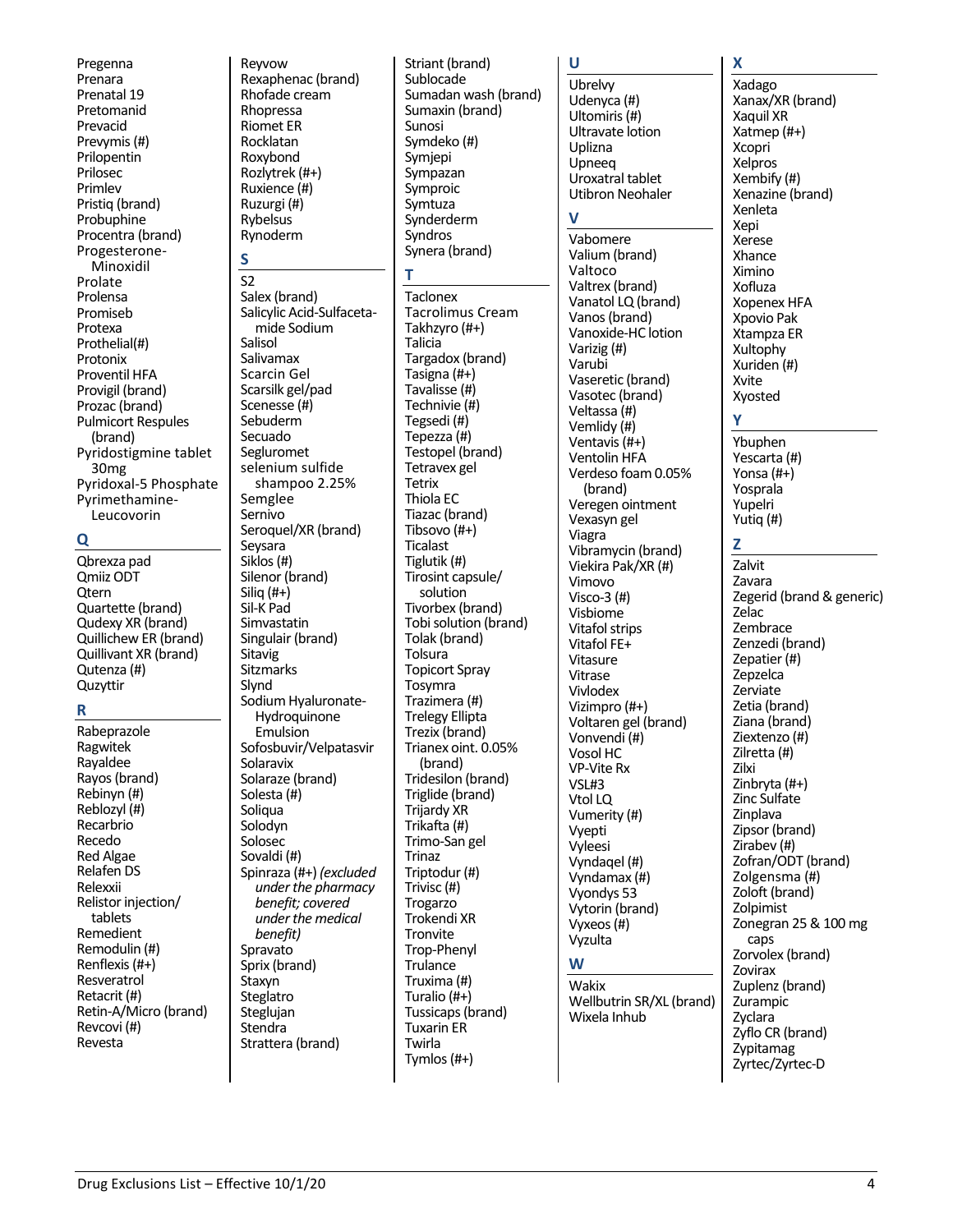Pregenna
Prenara
Prenatal 19
Pretomanid
Prevacid
Prevymis (#)
Prilopentin
Prilosec
Primlev
Pristiq (brand)
Probuphine
Procentra (brand)
Progesterone-Minoxidil
Prolate
Prolensa
Promiseb
Protexa
Prothelial(#)
Protonix
Proventil HFA
Provigil (brand)
Prozac (brand)
Pulmicort Respules (brand)
Pyridostigmine tablet 30mg
Pyridoxal-5 Phosphate
Pyrimethamine-Leucovorin

## Q

Qbrexza pad
Qmiiz ODT
Qtern
Quartette (brand)
Qudexy XR (brand)
Quillichew ER (brand)
Quillivant XR (brand)
Qutenza (#)
Quzyttir

## R

Rabeprazole
Ragwitek
Rayaldee
Rayos (brand)
Rebinyn (#)
Reblozyl (#)
Recarbrio
Recedo
Red Algae
Relafen DS
Relexxii
Relistor injection/ tablets
Remedient
Remodulin (#)
Renflexis (#+)
Resveratrol
Retacrit (#)
Retin-A/Micro (brand)
Revcovi (#)
Revesta
Reyvow
Rexaphenac (brand)
Rhofade cream
Rhopressa
Riomet ER
Rocklatan
Roxybond
Rozlytrek (#+)
Ruxience (#)
Ruzurgi (#)
Rybelsus
Rynoderm

## S

S2
Salex (brand)
Salicylic Acid-Sulfacetamide Sodium
Salisol
Salivamax
Scarcin Gel
Scarsilk gel/pad
Scenesse (#)
Sebuderm
Secuado
Segluromet
selenium sulfide shampoo 2.25%
Semglee
Sernivo
Seroquel/XR (brand)
Seysara
Siklos (#)
Silenor (brand)
Siliq (#+)
Sil-K Pad
Simvastatin
Singulair (brand)
Sitavig
Sitzmarks
Slynd
Sodium Hyaluronate-Hydroquinone Emulsion
Sofosbuvir/Velpatasvir
Solaravix
Solaraze (brand)
Solesta (#)
Soliqua
Solodyn
Solosec
Sovaldi (#)
Spinraza (#+) *(excluded under the pharmacy benefit; covered under the medical benefit)*
Spravato
Sprix (brand)
Staxyn
Steglatro
Steglujan
Stendra
Strattera (brand)
Striant (brand)
Sublocade
Sumadan wash (brand)
Sumaxin (brand)
Sunosi
Symdeko (#)
Symjepi
Sympazan
Symproic
Symtuza
Synderderm
Syndros
Synera (brand)

## T

Taclonex
Tacrolimus Cream
Takhzyro (#+)
Talicia
Targadox (brand)
Tasigna (#+)
Tavalisse (#)
Technivie (#)
Tegsedi (#)
Tepezza (#)
Testopel (brand)
Tetravex gel
Tetrix
Thiola EC
Tiazac (brand)
Tibsovo (#+)
Ticalast
Tiglutik (#)
Tirosint capsule/ solution
Tivorbex (brand)
Tobi solution (brand)
Tolak (brand)
Tolsura
Topicort Spray
Tosymra
Trazimera (#)
Trelegy Ellipta
Trezix (brand)
Trianex oint. 0.05% (brand)
Tridesilon (brand)
Triglide (brand)
Trijardy XR
Trikafta (#)
Trimo-San gel
Trinaz
Triptodur (#)
Trivisc (#)
Trogarzo
Trokendi XR
Tronvite
Trop-Phenyl
Trulance
Truxima (#)
Turalio (#+)
Tussicaps (brand)
Tuxarin ER
Twirla
Tymlos (#+)

## U

Ubrelvy
Udenyca (#)
Ultomiris (#)
Ultravate lotion
Uplizna
Upneeq
Uroxatral tablet
Utibron Neohaler

## V

Vabomere
Valium (brand)
Valtoco
Valtrex (brand)
Vanatol LQ (brand)
Vanos (brand)
Vanoxide-HC lotion
Varizig (#)
Varubi
Vaseretic (brand)
Vasotec (brand)
Veltassa (#)
Vemlidy (#)
Ventavis (#+)
Ventolin HFA
Verdeso foam 0.05% (brand)
Veregen ointment
Vexasyn gel
Viagra
Vibramycin (brand)
Viekira Pak/XR (#)
Vimovo
Visco-3 (#)
Visbiome
Vitafol strips
Vitafol FE+
Vitasure
Vitrase
Vivlodex
Vizimpro (#+)
Voltaren gel (brand)
Vonvendi (#)
Vosol HC
VP-Vite Rx
VSL#3
Vtol LQ
Vumerity (#)
Vyepti
Vyleesi
Vyndaqel (#)
Vyndamax (#)
Vyondys 53
Vytorin (brand)
Vyxeos (#)
Vyzulta

## W

Wakix
Wellbutrin SR/XL (brand)
Wixela Inhub

## X

Xadago
Xanax/XR (brand)
Xaquil XR
Xatmep (#+)
Xcopri
Xelpros
Xembify (#)
Xenazine (brand)
Xenleta
Xepi
Xerese
Xhance
Ximino
Xofluza
Xopenex HFA
Xpovio Pak
Xtampza ER
Xultophy
Xuriden (#)
Xvite
Xyosted

## Y

Ybuphen
Yescarta (#)
Yonsa (#+)
Yosprala
Yupelri
Yutiq (#)

## Z

Zalvit
Zavara
Zegerid (brand & generic)
Zelac
Zembrace
Zenzedi (brand)
Zepatier (#)
Zepzelca
Zerviate
Zetia (brand)
Ziana (brand)
Ziextenzo (#)
Zilretta (#)
Zilxi
Zinbryta (#+)
Zinc Sulfate
Zinplava
Zipsor (brand)
Zirabev (#)
Zofran/ODT (brand)
Zolgensma (#)
Zoloft (brand)
Zolpimist
Zonegran 25 & 100 mg caps
Zorvolex (brand)
Zovirax
Zuplenz (brand)
Zurampic
Zyclara
Zyflo CR (brand)
Zypitamag
Zyrtec/Zyrtec-D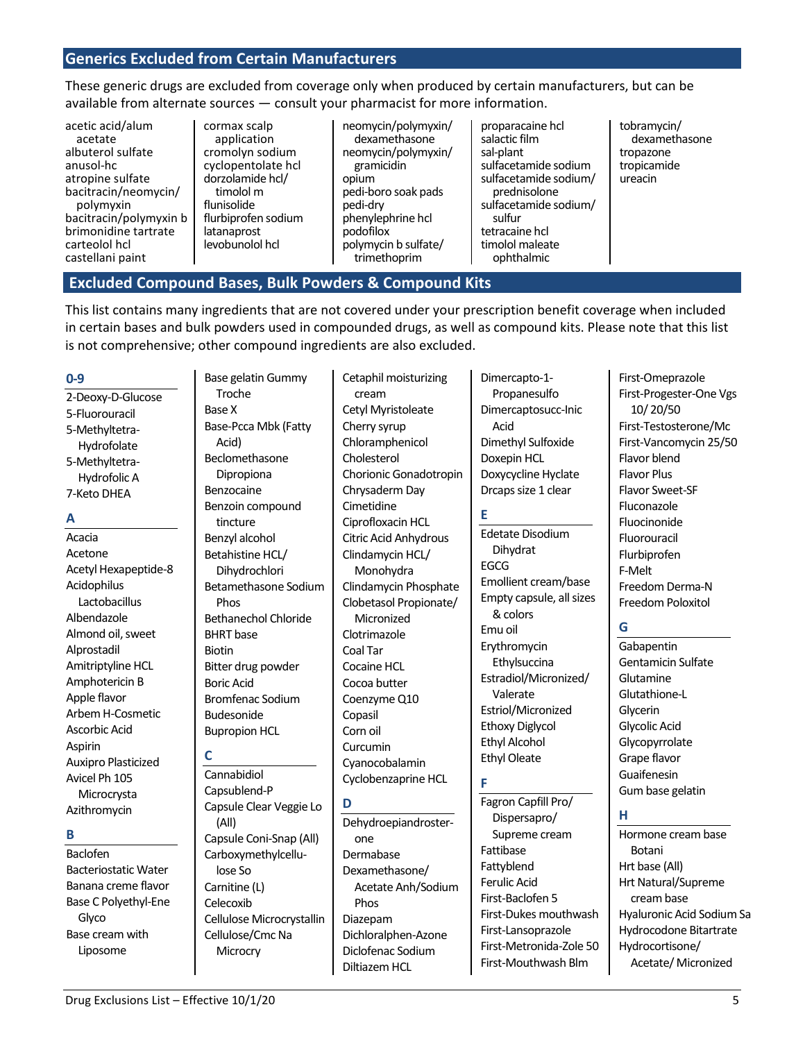## Generics Excluded from Certain Manufacturers

These generic drugs are excluded from coverage only when produced by certain manufacturers, but can be available from alternate sources — consult your pharmacist for more information.

- acetic acid/alum acetate
- albuterol sulfate
- anusol-hc
- atropine sulfate
- bacitracin/neomycin/polymyxin
- bacitracin/polymyxin b
- brimonidine tartrate
- carteolol hcl
- castellani paint
- cormax scalp application
- cromolyn sodium
- cyclopentolate hcl
- dorzolamide hcl/timolol m
- flunisolide
- flurbiprofen sodium
- latanaprost
- levobunolol hcl
- neomycin/polymyxin/dexamethasone
- neomycin/polymyxin/gramicidin
- opium
- pedi-boro soak pads
- pedi-dry
- phenylephrine hcl
- podofilox
- polymycin b sulfate/trimethoprim
- proparacaine hcl
- salactic film
- sal-plant
- sulfacetamide sodium
- sulfacetamide sodium/prednisolone
- sulfacetamide sodium/sulfur
- tetracaine hcl
- timolol maleate ophthalmic
- tobramycin/dexamethasone
- tropazone
- tropicamide
- ureacin

## Excluded Compound Bases, Bulk Powders & Compound Kits

This list contains many ingredients that are not covered under your prescription benefit coverage when included in certain bases and bulk powders used in compounded drugs, as well as compound kits. Please note that this list is not comprehensive; other compound ingredients are also excluded.

### 0-9

- 2-Deoxy-D-Glucose
- 5-Fluorouracil
- 5-Methyltetra-Hydrofolate
- 5-Methyltetra-Hydrofolic A
- 7-Keto DHEA

### A

- Acacia
- Acetone
- Acetyl Hexapeptide-8
- Acidophilus Lactobacillus
- Albendazole
- Almond oil, sweet
- Alprostadil
- Amitriptyline HCL
- Amphotericin B
- Apple flavor
- Arbem H-Cosmetic
- Ascorbic Acid
- Aspirin
- Auxipro Plasticized
- Avicel Ph 105 Microcrysta
- Azithromycin

### B

- Baclofen
- Bacteriostatic Water
- Banana creme flavor
- Base C Polyethyl-Ene Glyco
- Base cream with Liposome
- Base gelatin Gummy Troche
- Base X
- Base-Pcca Mbk (Fatty Acid)
- Beclomethasone Dipropiona
- Benzocaine
- Benzoin compound tincture
- Benzyl alcohol
- Betahistine HCL/Dihydrochlori
- Betamethasone Sodium Phos
- Bethanechol Chloride
- BHRT base
- Biotin
- Bitter drug powder
- Boric Acid
- Bromfenac Sodium
- Budesonide
- Bupropion HCL

### C

- Cannabidiol
- Capsublend-P
- Capsule Clear Veggie Lo (All)
- Capsule Coni-Snap (All)
- Carboxymethylcellu-lose So
- Carnitine (L)
- Celecoxib
- Cellulose Microcrystallin
- Cellulose/Cmc Na Microcry
- Cetaphil moisturizing cream
- Cetyl Myristoleate
- Cherry syrup
- Chloramphenicol
- Cholesterol
- Chorionic Gonadotropin
- Chrysaderm Day
- Cimetidine
- Ciprofloxacin HCL
- Citric Acid Anhydrous
- Clindamycin HCL/Monohydra
- Clindamycin Phosphate
- Clobetasol Propionate/Micronized
- Clotrimazole
- Coal Tar
- Cocaine HCL
- Cocoa butter
- Coenzyme Q10
- Copasil
- Corn oil
- Curcumin
- Cyanocobalamin
- Cyclobenzaprine HCL

### D

- Dehydroepiandroster-one
- Dermabase
- Dexamethasone/Acetate Anh/Sodium Phos
- Diazepam
- Dichloralphen-Azone
- Diclofenac Sodium
- Diltiazem HCL
- Dimercapto-1-Propanesulfo
- Dimercaptosucc-Inic Acid
- Dimethyl Sulfoxide
- Doxepin HCL
- Doxycycline Hyclate
- Drcaps size 1 clear

### E

- Edetate Disodium Dihydrat
- EGCG
- Emollient cream/base
- Empty capsule, all sizes & colors
- Emu oil
- Erythromycin Ethylsuccina
- Estradiol/Micronized/Valerate
- Estriol/Micronized
- Ethoxy Diglycol
- Ethyl Alcohol
- Ethyl Oleate

### F

- Fagron Capfill Pro/Dispersapro/Supreme cream
- Fattibase
- Fattyblend
- Ferulic Acid
- First-Baclofen 5
- First-Dukes mouthwash
- First-Lansoprazole
- First-Metronida-Zole 50
- First-Mouthwash Blm
- First-Omeprazole
- First-Progester-One Vgs 10/ 20/50
- First-Testosterone/Mc
- First-Vancomycin 25/50
- Flavor blend
- Flavor Plus
- Flavor Sweet-SF
- Fluconazole
- Fluocinonide
- Fluorouracil
- Flurbiprofen
- F-Melt
- Freedom Derma-N
- Freedom Poloxitol

### G

- Gabapentin
- Gentamicin Sulfate
- Glutamine
- Glutathione-L
- Glycerin
- Glycolic Acid
- Glycopyrrolate
- Grape flavor
- Guaifenesin
- Gum base gelatin

### H

- Hormone cream base Botani
- Hrt base (All)
- Hrt Natural/Supreme cream base
- Hyaluronic Acid Sodium Sa
- Hydrocodone Bitartrate
- Hydrocortisone/Acetate/ Micronized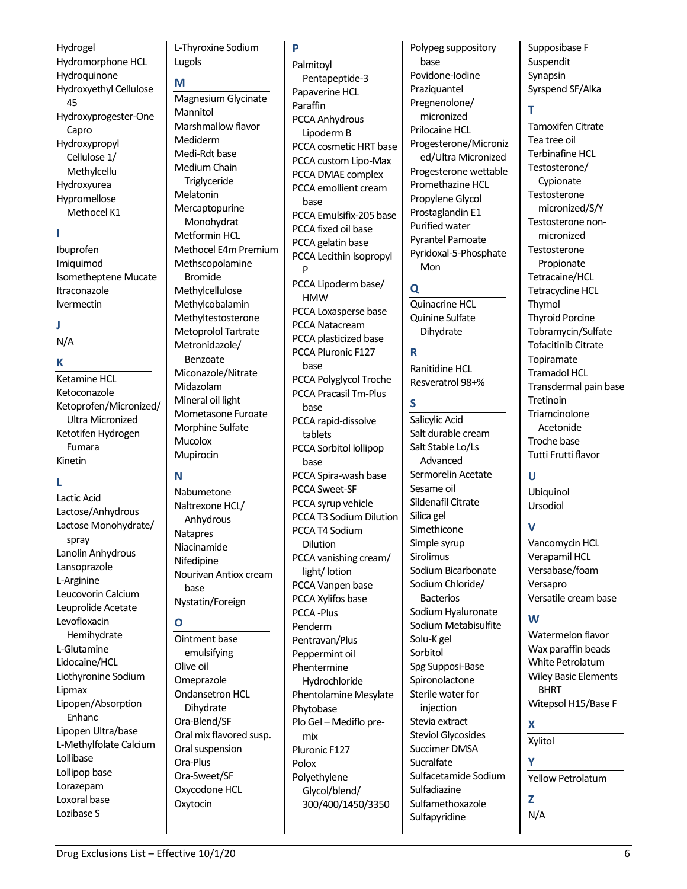- Hydrogel
- Hydromorphone HCL
- Hydroquinone
- Hydroxyethyl Cellulose 45
- Hydroxyprogester-One Capro
- Hydroxypropyl Cellulose 1/ Methylcellu
- Hydroxyurea
- Hypromellose Methocel K1

## I

- Ibuprofen
- Imiquimod
- Isometheptene Mucate
- Itraconazole
- Ivermectin

## J

N/A

## K

- Ketamine HCL
- Ketoconazole
- Ketoprofen/Micronized/ Ultra Micronized
- Ketotifen Hydrogen Fumara
- Kinetin

## L

- Lactic Acid
- Lactose/Anhydrous
- Lactose Monohydrate/ spray
- Lanolin Anhydrous
- Lansoprazole
- L-Arginine
- Leucovorin Calcium
- Leuprolide Acetate
- Levofloxacin Hemihydrate
- L-Glutamine
- Lidocaine/HCL
- Liothyronine Sodium
- Lipmax
- Lipopen/Absorption Enhanc
- Lipopen Ultra/base
- L-Methylfolate Calcium
- Lollibase
- Lollipop base
- Lorazepam
- Loxoral base
- Lozibase S
- L-Thyroxine Sodium
- Lugols

## M

- Magnesium Glycinate
- Mannitol
- Marshmallow flavor
- Mediderm
- Medi-Rdt base
- Medium Chain Triglyceride
- Melatonin
- Mercaptopurine Monohydrat
- Metformin HCL
- Methocel E4m Premium
- Methscopolamine Bromide
- Methylcellulose
- Methylcobalamin
- Methyltestosterone
- Metoprolol Tartrate
- Metronidazole/ Benzoate
- Miconazole/Nitrate
- Midazolam
- Mineral oil light
- Mometasone Furoate
- Morphine Sulfate
- Mucolox
- Mupirocin

## N

- Nabumetone
- Naltrexone HCL/ Anhydrous
- Natapres
- Niacinamide
- Nifedipine
- Nourivan Antiox cream base
- Nystatin/Foreign

## O

- Ointment base emulsifying
- Olive oil
- Omeprazole
- Ondansetron HCL Dihydrate
- Ora-Blend/SF
- Oral mix flavored susp.
- Oral suspension
- Ora-Plus
- Ora-Sweet/SF
- Oxycodone HCL
- Oxytocin

## P

- Palmitoyl Pentapeptide-3
- Papaverine HCL
- Paraffin
- PCCA Anhydrous Lipoderm B
- PCCA cosmetic HRT base
- PCCA custom Lipo-Max
- PCCA DMAE complex
- PCCA emollient cream base
- PCCA Emulsifix-205 base
- PCCA fixed oil base
- PCCA gelatin base
- PCCA Lecithin Isopropyl P
- PCCA Lipoderm base/ HMW
- PCCA Loxasperse base
- PCCA Natacream
- PCCA plasticized base
- PCCA Pluronic F127 base
- PCCA Polyglycol Troche
- PCCA Pracasil Tm-Plus base
- PCCA rapid-dissolve tablets
- PCCA Sorbitol lollipop base
- PCCA Spira-wash base
- PCCA Sweet-SF
- PCCA syrup vehicle
- PCCA T3 Sodium Dilution
- PCCA T4 Sodium Dilution
- PCCA vanishing cream/ light/ lotion
- PCCA Vanpen base
- PCCA Xylifos base
- PCCA -Plus
- Penderm
- Pentravan/Plus
- Peppermint oil
- Phentermine Hydrochloride
- Phentolamine Mesylate
- Phytobase
- Plo Gel – Mediflo pre-mix
- Pluronic F127
- Polox
- Polyethylene Glycol/blend/ 300/400/1450/3350
- Polypeg suppository base
- Povidone-Iodine
- Praziquantel
- Pregnenolone/ micronized
- Prilocaine HCL
- Progesterone/Microniz ed/Ultra Micronized
- Progesterone wettable
- Promethazine HCL
- Propylene Glycol
- Prostaglandin E1
- Purified water
- Pyrantel Pamoate
- Pyridoxal-5-Phosphate Mon

## Q

- Quinacrine HCL
- Quinine Sulfate Dihydrate

## R

- Ranitidine HCL
- Resveratrol 98+%

## S

- Salicylic Acid
- Salt durable cream
- Salt Stable Lo/Ls Advanced
- Sermorelin Acetate
- Sesame oil
- Sildenafil Citrate
- Silica gel
- Simethicone
- Simple syrup
- Sirolimus
- Sodium Bicarbonate
- Sodium Chloride/ Bacterios
- Sodium Hyaluronate
- Sodium Metabisulfite
- Solu-K gel
- Sorbitol
- Spg Supposi-Base
- Spironolactone
- Sterile water for injection
- Stevia extract
- Steviol Glycosides
- Succimer DMSA
- Sucralfate
- Sulfacetamide Sodium
- Sulfadiazine
- Sulfamethoxazole
- Sulfapyridine
- Supposibase F
- Suspendit
- Synapsin
- Syrspend SF/Alka

## T

- Tamoxifen Citrate
- Tea tree oil
- Terbinafine HCL
- Testosterone/ Cypionate
- Testosterone micronized/S/Y
- Testosterone non-micronized
- Testosterone Propionate
- Tetracaine/HCL
- Tetracycline HCL
- Thymol
- Thyroid Porcine
- Tobramycin/Sulfate
- Tofacitinib Citrate
- Topiramate
- Tramadol HCL
- Transdermal pain base
- Tretinoin
- Triamcinolone Acetonide
- Troche base
- Tutti Frutti flavor

## U

- Ubiquinol
- Ursodiol

## V

- Vancomycin HCL
- Verapamil HCL
- Versabase/foam
- Versapro
- Versatile cream base

## W

- Watermelon flavor
- Wax paraffin beads
- White Petrolatum
- Wiley Basic Elements BHRT
- Witepsol H15/Base F

## X

- Xylitol

## Y

- Yellow Petrolatum

## Z

N/A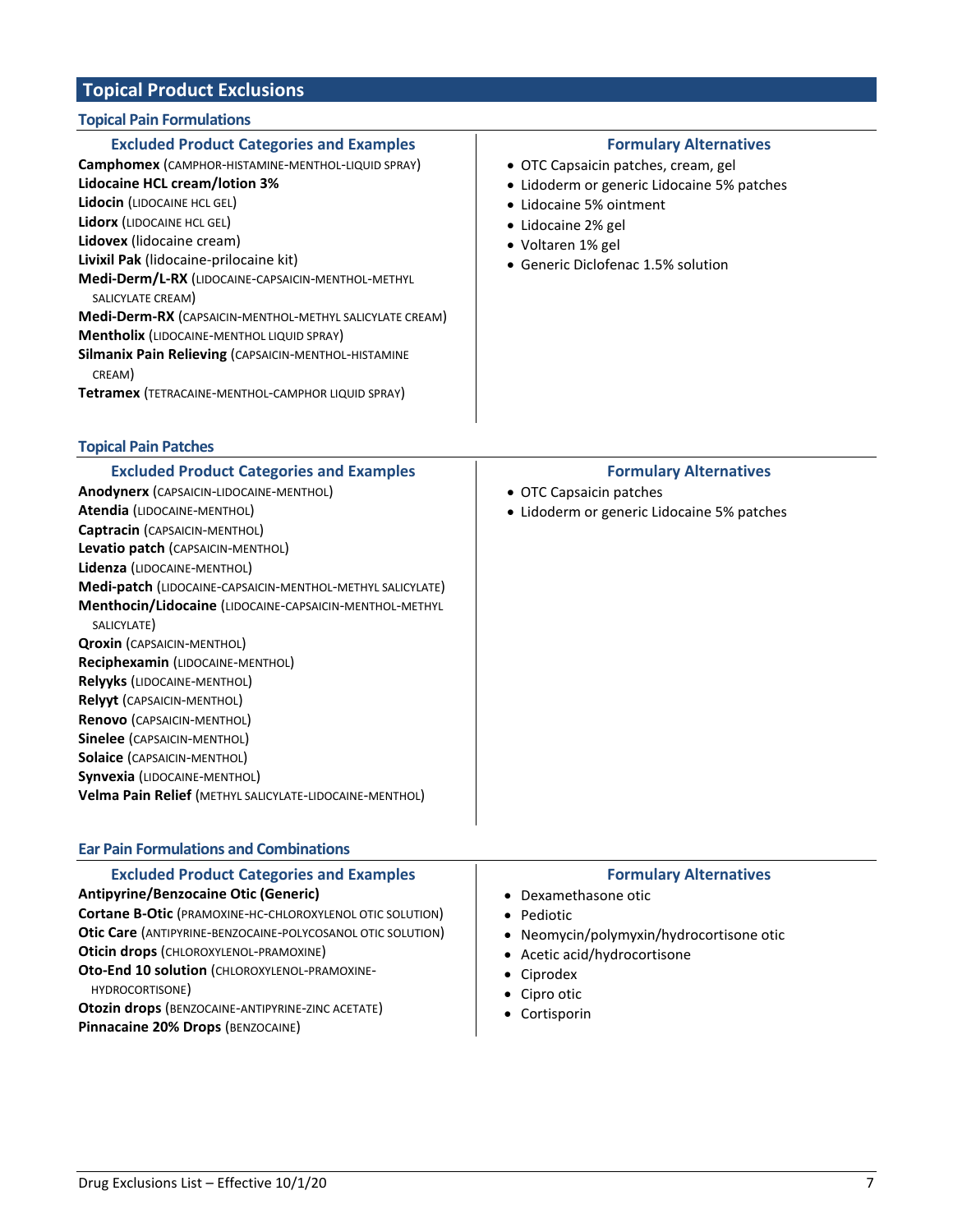## Topical Product Exclusions

### Topical Pain Formulations

| Excluded Product Categories and Examples | Formulary Alternatives |
|---|---|
| **Camphomex** (CAMPHOR-HISTAMINE-MENTHOL-LIQUID SPRAY)<br>**Lidocaine HCL cream/lotion 3%**<br>**Lidocin** (LIDOCAINE HCL GEL)<br>**Lidorx** (LIDOCAINE HCL GEL)<br>**Lidovex** (lidocaine cream)<br>**Livixil Pak** (lidocaine-prilocaine kit)<br>**Medi-Derm/L-RX** (LIDOCAINE-CAPSAICIN-MENTHOL-METHYL SALICYLATE CREAM)<br>**Medi-Derm-RX** (CAPSAICIN-MENTHOL-METHYL SALICYLATE CREAM)<br>**Mentholix** (LIDOCAINE-MENTHOL LIQUID SPRAY)<br>**Silmanix Pain Relieving** (CAPSAICIN-MENTHOL-HISTAMINE CREAM)<br>**Tetramex** (TETRACAINE-MENTHOL-CAMPHOR LIQUID SPRAY) | • OTC Capsaicin patches, cream, gel<br>• Lidoderm or generic Lidocaine 5% patches<br>• Lidocaine 5% ointment<br>• Lidocaine 2% gel<br>• Voltaren 1% gel<br>• Generic Diclofenac 1.5% solution |

### Topical Pain Patches

| Excluded Product Categories and Examples | Formulary Alternatives |
|---|---|
| **Anodynerx** (CAPSAICIN-LIDOCAINE-MENTHOL)<br>**Atendia** (LIDOCAINE-MENTHOL)<br>**Captracin** (CAPSAICIN-MENTHOL)<br>**Levatio patch** (CAPSAICIN-MENTHOL)<br>**Lidenza** (LIDOCAINE-MENTHOL)<br>**Medi-patch** (LIDOCAINE-CAPSAICIN-MENTHOL-METHYL SALICYLATE)<br>**Menthocin/Lidocaine** (LIDOCAINE-CAPSAICIN-MENTHOL-METHYL SALICYLATE)<br>**Qroxin** (CAPSAICIN-MENTHOL)<br>**Reciphexamin** (LIDOCAINE-MENTHOL)<br>**Relyyks** (LIDOCAINE-MENTHOL)<br>**Relyyt** (CAPSAICIN-MENTHOL)<br>**Renovo** (CAPSAICIN-MENTHOL)<br>**Sinelee** (CAPSAICIN-MENTHOL)<br>**Solaice** (CAPSAICIN-MENTHOL)<br>**Synvexia** (LIDOCAINE-MENTHOL)<br>**Velma Pain Relief** (METHYL SALICYLATE-LIDOCAINE-MENTHOL) | • OTC Capsaicin patches<br>• Lidoderm or generic Lidocaine 5% patches |

### Ear Pain Formulations and Combinations

| Excluded Product Categories and Examples | Formulary Alternatives |
|---|---|
| **Antipyrine/Benzocaine Otic (Generic)**<br>**Cortane B-Otic** (PRAMOXINE-HC-CHLOROXYLENOL OTIC SOLUTION)<br>**Otic Care** (ANTIPYRINE-BENZOCAINE-POLYCOSANOL OTIC SOLUTION)<br>**Oticin drops** (CHLOROXYLENOL-PRAMOXINE)<br>**Oto-End 10 solution** (CHLOROXYLENOL-PRAMOXINE-HYDROCORTISONE)<br>**Otozin drops** (BENZOCAINE-ANTIPYRINE-ZINC ACETATE)<br>**Pinnacaine 20% Drops** (BENZOCAINE) | • Dexamethasone otic<br>• Pediotic<br>• Neomycin/polymyxin/hydrocortisone otic<br>• Acetic acid/hydrocortisone<br>• Ciprodex<br>• Cipro otic<br>• Cortisporin |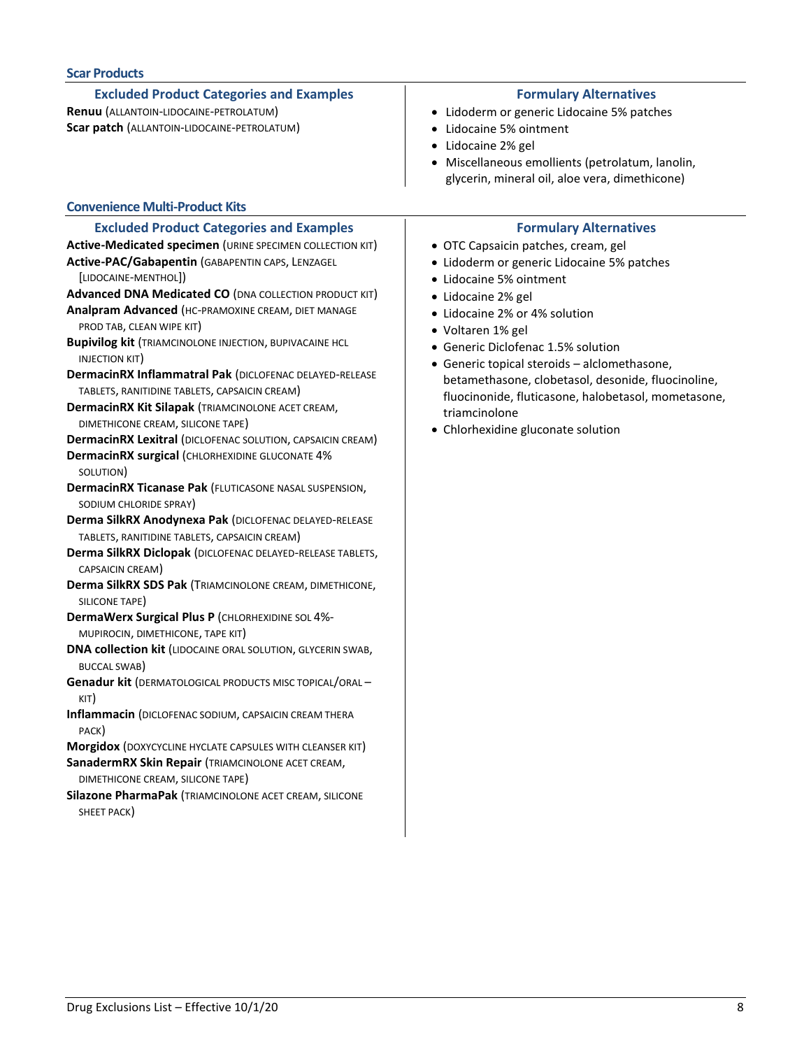## Scar Products

| Excluded Product Categories and Examples | Formulary Alternatives |
|---|---|
| **Renuu** (ALLANTOIN-LIDOCAINE-PETROLATUM)<br>**Scar patch** (ALLANTOIN-LIDOCAINE-PETROLATUM) | • Lidoderm or generic Lidocaine 5% patches<br>• Lidocaine 5% ointment<br>• Lidocaine 2% gel<br>• Miscellaneous emollients (petrolatum, lanolin, glycerin, mineral oil, aloe vera, dimethicone) |

## Convenience Multi-Product Kits

| Excluded Product Categories and Examples | Formulary Alternatives |
|---|---|
| **Active-Medicated specimen** (URINE SPECIMEN COLLECTION KIT)<br>**Active-PAC/Gabapentin** (GABAPENTIN CAPS, LENZAGEL [LIDOCAINE-MENTHOL])<br>**Advanced DNA Medicated CO** (DNA COLLECTION PRODUCT KIT)<br>**Analpram Advanced** (HC-PRAMOXINE CREAM, DIET MANAGE PROD TAB, CLEAN WIPE KIT)<br>**Bupivilog kit** (TRIAMCINOLONE INJECTION, BUPIVACAINE HCL INJECTION KIT)<br>**DermacinRX Inflammatral Pak** (DICLOFENAC DELAYED-RELEASE TABLETS, RANITIDINE TABLETS, CAPSAICIN CREAM)<br>**DermacinRX Kit Silapak** (TRIAMCINOLONE ACET CREAM, DIMETHICONE CREAM, SILICONE TAPE)<br>**DermacinRX Lexitral** (DICLOFENAC SOLUTION, CAPSAICIN CREAM)<br>**DermacinRX surgical** (CHLORHEXIDINE GLUCONATE 4% SOLUTION)<br>**DermacinRX Ticanase Pak** (FLUTICASONE NASAL SUSPENSION, SODIUM CHLORIDE SPRAY)<br>**Derma SilkRX Anodynexa Pak** (DICLOFENAC DELAYED-RELEASE TABLETS, RANITIDINE TABLETS, CAPSAICIN CREAM)<br>**Derma SilkRX Diclopak** (DICLOFENAC DELAYED-RELEASE TABLETS, CAPSAICIN CREAM)<br>**Derma SilkRX SDS Pak** (TRIAMCINOLONE CREAM, DIMETHICONE, SILICONE TAPE)<br>**DermaWerx Surgical Plus P** (CHLORHEXIDINE SOL 4%-MUPIROCIN, DIMETHICONE, TAPE KIT)<br>**DNA collection kit** (LIDOCAINE ORAL SOLUTION, GLYCERIN SWAB, BUCCAL SWAB)<br>**Genadur kit** (DERMATOLOGICAL PRODUCTS MISC TOPICAL/ORAL – KIT)<br>**Inflammacin** (DICLOFENAC SODIUM, CAPSAICIN CREAM THERA PACK)<br>**Morgidox** (DOXYCYCLINE HYCLATE CAPSULES WITH CLEANSER KIT)<br>**SanadermRX Skin Repair** (TRIAMCINOLONE ACET CREAM, DIMETHICONE CREAM, SILICONE TAPE)<br>**Silazone PharmaPak** (TRIAMCINOLONE ACET CREAM, SILICONE SHEET PACK) | • OTC Capsaicin patches, cream, gel<br>• Lidoderm or generic Lidocaine 5% patches<br>• Lidocaine 5% ointment<br>• Lidocaine 2% gel<br>• Lidocaine 2% or 4% solution<br>• Voltaren 1% gel<br>• Generic Diclofenac 1.5% solution<br>• Generic topical steroids – alclomethasone, betamethasone, clobetasol, desonide, fluocinoline, fluocinonide, fluticasone, halobetasol, mometasone, triamcinolone<br>• Chlorhexidine gluconate solution |